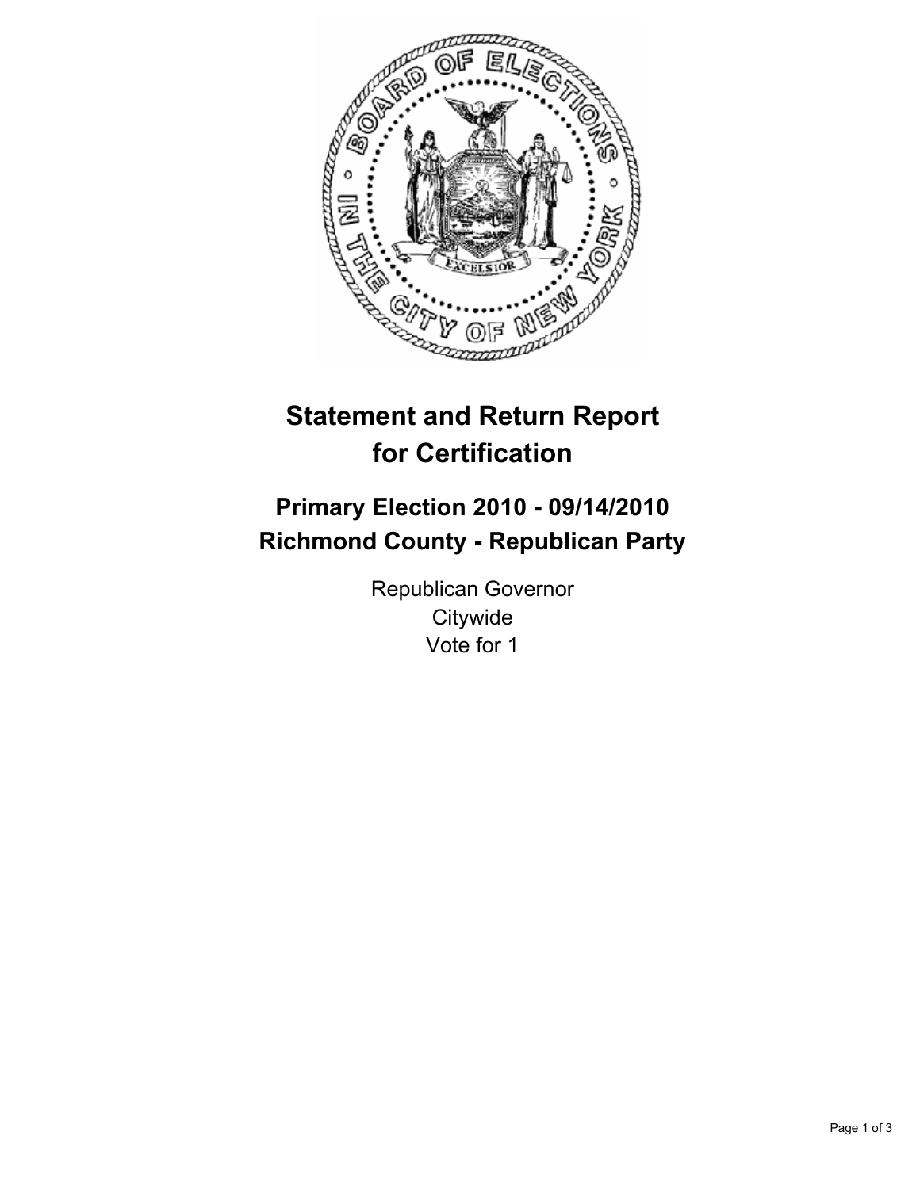# Statement and Return Report for Certification

## Primary Election 2010 - 09/14/2010
## Richmond County - Republican Party

Republican Governor
Citywide
Vote for 1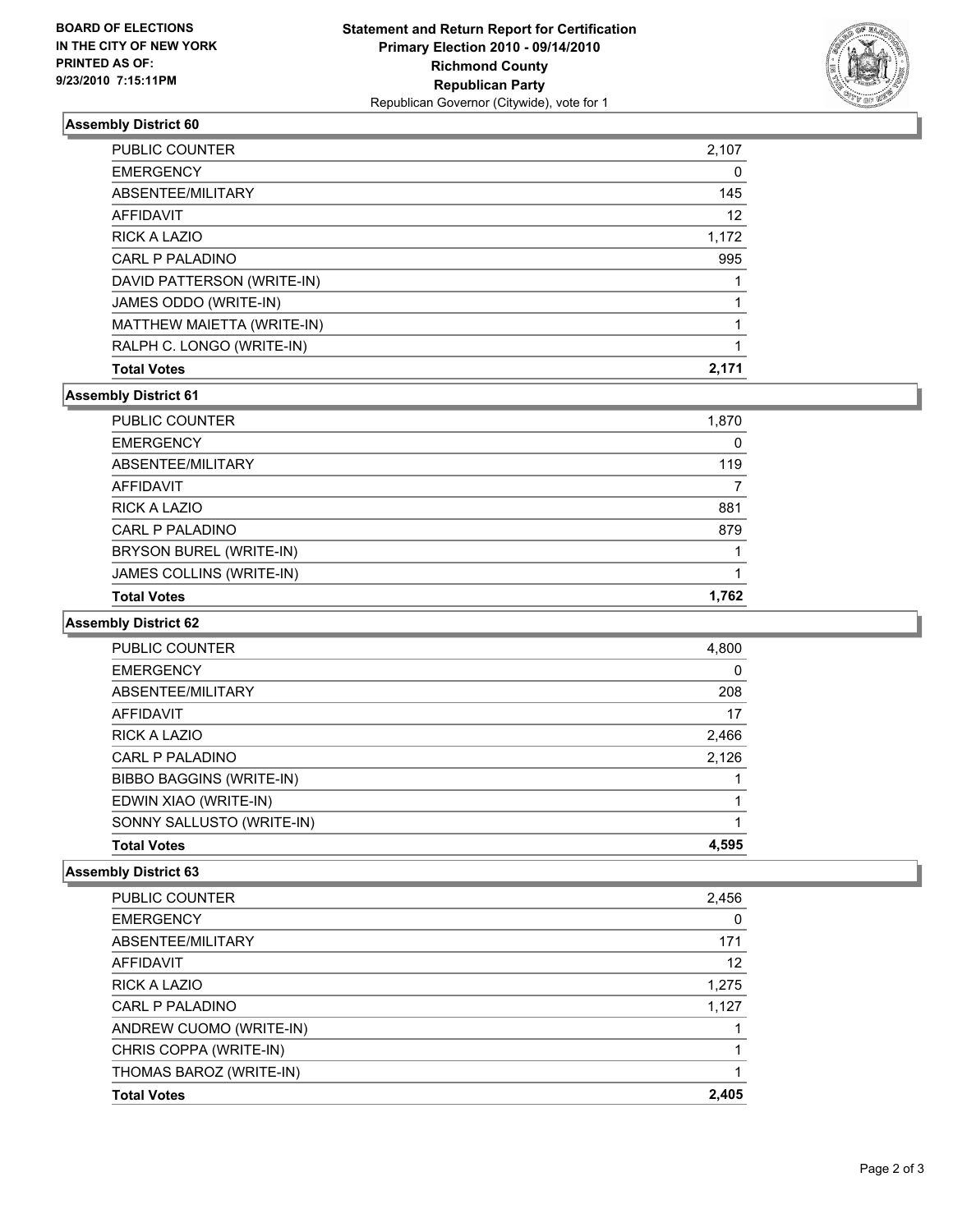**BOARD OF ELECTIONS IN THE CITY OF NEW YORK PRINTED AS OF: 9/23/2010 7:15:11PM**

**Statement and Return Report for Certification**
**Primary Election 2010 - 09/14/2010**
**Richmond County**
**Republican Party**
Republican Governor (Citywide), vote for 1

### Assembly District 60

| | |
|---|---|
| PUBLIC COUNTER | 2,107 |
| EMERGENCY | 0 |
| ABSENTEE/MILITARY | 145 |
| AFFIDAVIT | 12 |
| RICK A LAZIO | 1,172 |
| CARL P PALADINO | 995 |
| DAVID PATTERSON (WRITE-IN) | 1 |
| JAMES ODDO (WRITE-IN) | 1 |
| MATTHEW MAIETTA (WRITE-IN) | 1 |
| RALPH C. LONGO (WRITE-IN) | 1 |
| **Total Votes** | **2,171** |

### Assembly District 61

| | |
|---|---|
| PUBLIC COUNTER | 1,870 |
| EMERGENCY | 0 |
| ABSENTEE/MILITARY | 119 |
| AFFIDAVIT | 7 |
| RICK A LAZIO | 881 |
| CARL P PALADINO | 879 |
| BRYSON BUREL (WRITE-IN) | 1 |
| JAMES COLLINS (WRITE-IN) | 1 |
| **Total Votes** | **1,762** |

### Assembly District 62

| | |
|---|---|
| PUBLIC COUNTER | 4,800 |
| EMERGENCY | 0 |
| ABSENTEE/MILITARY | 208 |
| AFFIDAVIT | 17 |
| RICK A LAZIO | 2,466 |
| CARL P PALADINO | 2,126 |
| BIBBO BAGGINS (WRITE-IN) | 1 |
| EDWIN XIAO (WRITE-IN) | 1 |
| SONNY SALLUSTO (WRITE-IN) | 1 |
| **Total Votes** | **4,595** |

### Assembly District 63

| | |
|---|---|
| PUBLIC COUNTER | 2,456 |
| EMERGENCY | 0 |
| ABSENTEE/MILITARY | 171 |
| AFFIDAVIT | 12 |
| RICK A LAZIO | 1,275 |
| CARL P PALADINO | 1,127 |
| ANDREW CUOMO (WRITE-IN) | 1 |
| CHRIS COPPA (WRITE-IN) | 1 |
| THOMAS BAROZ (WRITE-IN) | 1 |
| **Total Votes** | **2,405** |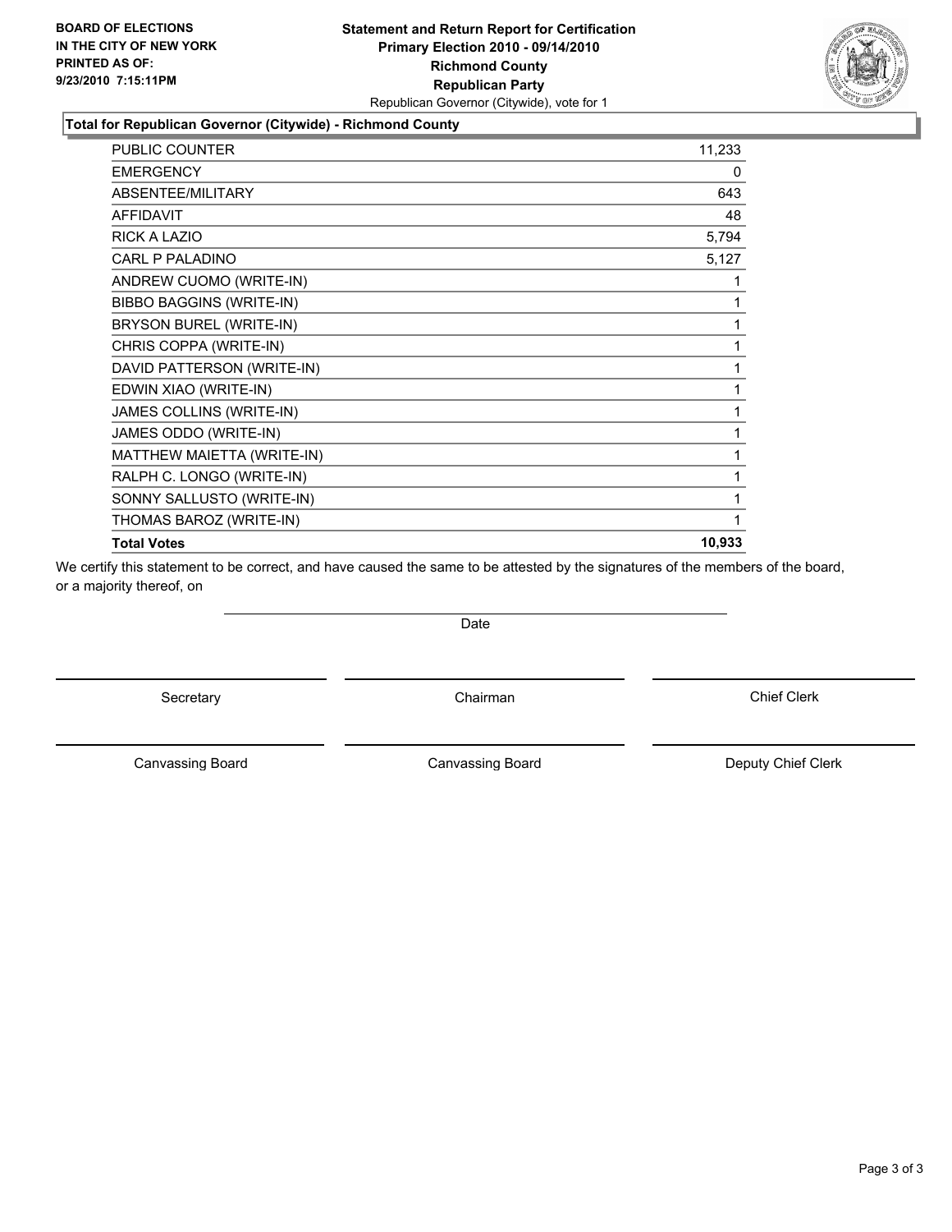**BOARD OF ELECTIONS IN THE CITY OF NEW YORK PRINTED AS OF: 9/23/2010 7:15:11PM**

**Statement and Return Report for Certification**
**Primary Election 2010 - 09/14/2010**
**Richmond County**
**Republican Party**
Republican Governor (Citywide), vote for 1

**Total for Republican Governor (Citywide) - Richmond County**

| | |
|---|---|
| PUBLIC COUNTER | 11,233 |
| EMERGENCY | 0 |
| ABSENTEE/MILITARY | 643 |
| AFFIDAVIT | 48 |
| RICK A LAZIO | 5,794 |
| CARL P PALADINO | 5,127 |
| ANDREW CUOMO (WRITE-IN) | 1 |
| BIBBO BAGGINS (WRITE-IN) | 1 |
| BRYSON BUREL (WRITE-IN) | 1 |
| CHRIS COPPA (WRITE-IN) | 1 |
| DAVID PATTERSON (WRITE-IN) | 1 |
| EDWIN XIAO (WRITE-IN) | 1 |
| JAMES COLLINS (WRITE-IN) | 1 |
| JAMES ODDO (WRITE-IN) | 1 |
| MATTHEW MAIETTA (WRITE-IN) | 1 |
| RALPH C. LONGO (WRITE-IN) | 1 |
| SONNY SALLUSTO (WRITE-IN) | 1 |
| THOMAS BAROZ (WRITE-IN) | 1 |
| **Total Votes** | **10,933** |

We certify this statement to be correct, and have caused the same to be attested by the signatures of the members of the board, or a majority thereof, on

Date

Secretary

Chairman

Chief Clerk

Canvassing Board

Canvassing Board

Deputy Chief Clerk